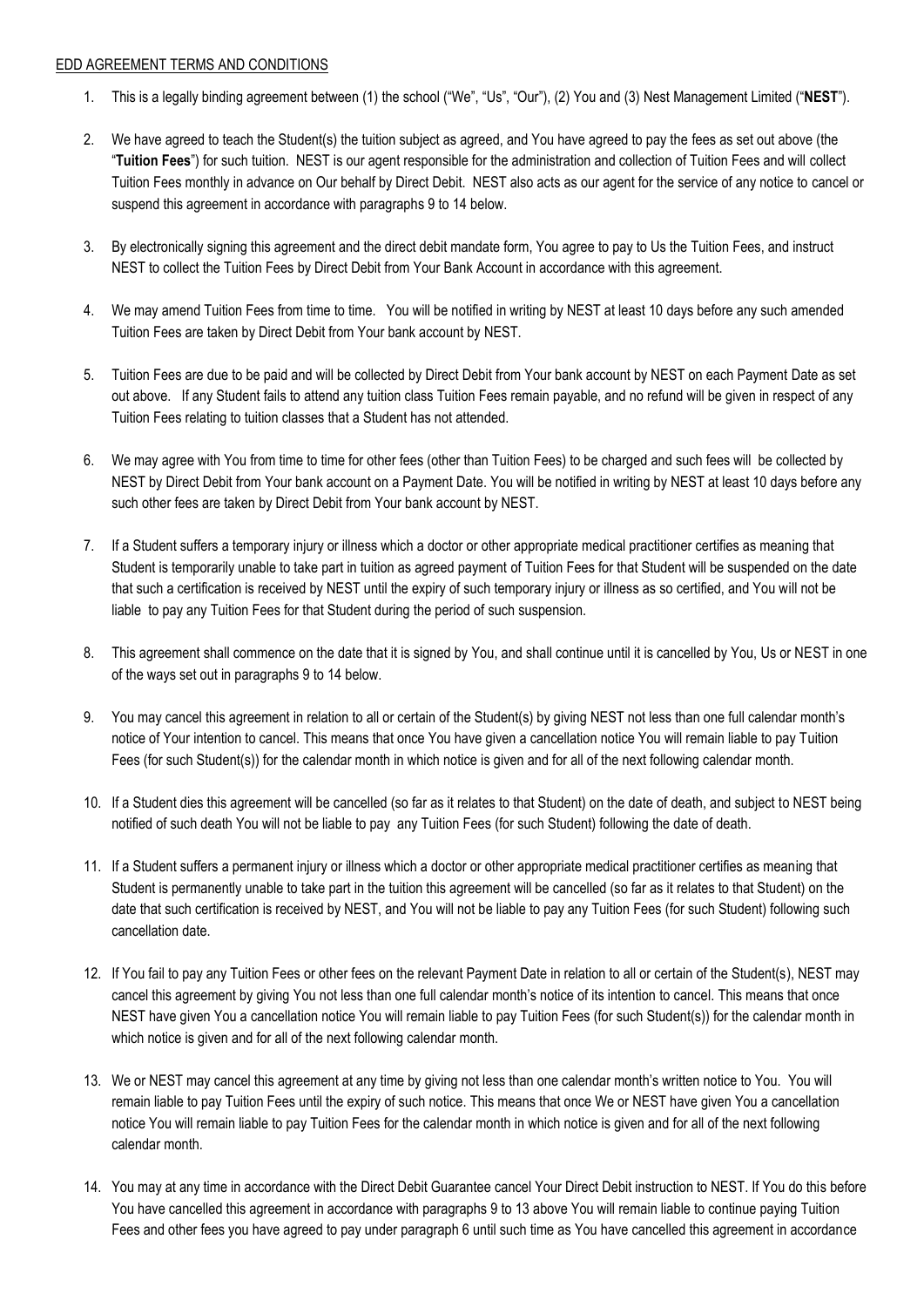EDD AGREEMENT TERMS AND CONDITIONS

1. This is a legally binding agreement between (1) the school ("We", "Us", "Our"), (2) You and (3) Nest Management Limited ("**NEST**").

2. We have agreed to teach the Student(s) the tuition subject as agreed, and You have agreed to pay the fees as set out above (the "**Tuition Fees**") for such tuition. NEST is our agent responsible for the administration and collection of Tuition Fees and will collect Tuition Fees monthly in advance on Our behalf by Direct Debit. NEST also acts as our agent for the service of any notice to cancel or suspend this agreement in accordance with paragraphs 9 to 14 below.

3. By electronically signing this agreement and the direct debit mandate form, You agree to pay to Us the Tuition Fees, and instruct NEST to collect the Tuition Fees by Direct Debit from Your Bank Account in accordance with this agreement.

4. We may amend Tuition Fees from time to time. You will be notified in writing by NEST at least 10 days before any such amended Tuition Fees are taken by Direct Debit from Your bank account by NEST.

5. Tuition Fees are due to be paid and will be collected by Direct Debit from Your bank account by NEST on each Payment Date as set out above. If any Student fails to attend any tuition class Tuition Fees remain payable, and no refund will be given in respect of any Tuition Fees relating to tuition classes that a Student has not attended.

6. We may agree with You from time to time for other fees (other than Tuition Fees) to be charged and such fees will be collected by NEST by Direct Debit from Your bank account on a Payment Date. You will be notified in writing by NEST at least 10 days before any such other fees are taken by Direct Debit from Your bank account by NEST.

7. If a Student suffers a temporary injury or illness which a doctor or other appropriate medical practitioner certifies as meaning that Student is temporarily unable to take part in tuition as agreed payment of Tuition Fees for that Student will be suspended on the date that such a certification is received by NEST until the expiry of such temporary injury or illness as so certified, and You will not be liable to pay any Tuition Fees for that Student during the period of such suspension.

8. This agreement shall commence on the date that it is signed by You, and shall continue until it is cancelled by You, Us or NEST in one of the ways set out in paragraphs 9 to 14 below.

9. You may cancel this agreement in relation to all or certain of the Student(s) by giving NEST not less than one full calendar month's notice of Your intention to cancel. This means that once You have given a cancellation notice You will remain liable to pay Tuition Fees (for such Student(s)) for the calendar month in which notice is given and for all of the next following calendar month.

10. If a Student dies this agreement will be cancelled (so far as it relates to that Student) on the date of death, and subject to NEST being notified of such death You will not be liable to pay any Tuition Fees (for such Student) following the date of death.

11. If a Student suffers a permanent injury or illness which a doctor or other appropriate medical practitioner certifies as meaning that Student is permanently unable to take part in the tuition this agreement will be cancelled (so far as it relates to that Student) on the date that such certification is received by NEST, and You will not be liable to pay any Tuition Fees (for such Student) following such cancellation date.

12. If You fail to pay any Tuition Fees or other fees on the relevant Payment Date in relation to all or certain of the Student(s), NEST may cancel this agreement by giving You not less than one full calendar month's notice of its intention to cancel. This means that once NEST have given You a cancellation notice You will remain liable to pay Tuition Fees (for such Student(s)) for the calendar month in which notice is given and for all of the next following calendar month.

13. We or NEST may cancel this agreement at any time by giving not less than one calendar month's written notice to You. You will remain liable to pay Tuition Fees until the expiry of such notice. This means that once We or NEST have given You a cancellation notice You will remain liable to pay Tuition Fees for the calendar month in which notice is given and for all of the next following calendar month.

14. You may at any time in accordance with the Direct Debit Guarantee cancel Your Direct Debit instruction to NEST. If You do this before You have cancelled this agreement in accordance with paragraphs 9 to 13 above You will remain liable to continue paying Tuition Fees and other fees you have agreed to pay under paragraph 6 until such time as You have cancelled this agreement in accordance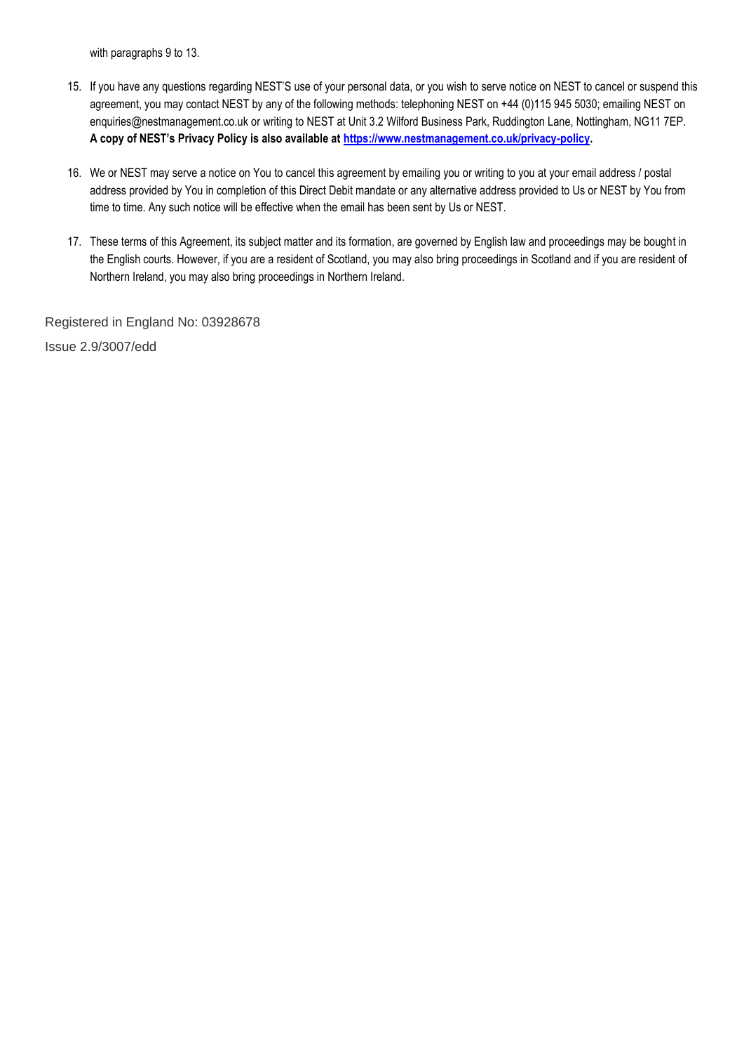with paragraphs 9 to 13.

15. If you have any questions regarding NEST'S use of your personal data, or you wish to serve notice on NEST to cancel or suspend this agreement, you may contact NEST by any of the following methods: telephoning NEST on +44 (0)115 945 5030; emailing NEST on enquiries@nestmanagement.co.uk or writing to NEST at Unit 3.2 Wilford Business Park, Ruddington Lane, Nottingham, NG11 7EP. **A copy of NEST's Privacy Policy is also available at [https://www.nestmanagement.co.uk/privacy-policy](https://www.nestmanagement.co.uk/privacy-policy).**

16. We or NEST may serve a notice on You to cancel this agreement by emailing you or writing to you at your email address / postal address provided by You in completion of this Direct Debit mandate or any alternative address provided to Us or NEST by You from time to time. Any such notice will be effective when the email has been sent by Us or NEST.

17. These terms of this Agreement, its subject matter and its formation, are governed by English law and proceedings may be bought in the English courts. However, if you are a resident of Scotland, you may also bring proceedings in Scotland and if you are resident of Northern Ireland, you may also bring proceedings in Northern Ireland.

Registered in England No: 03928678

Issue 2.9/3007/edd